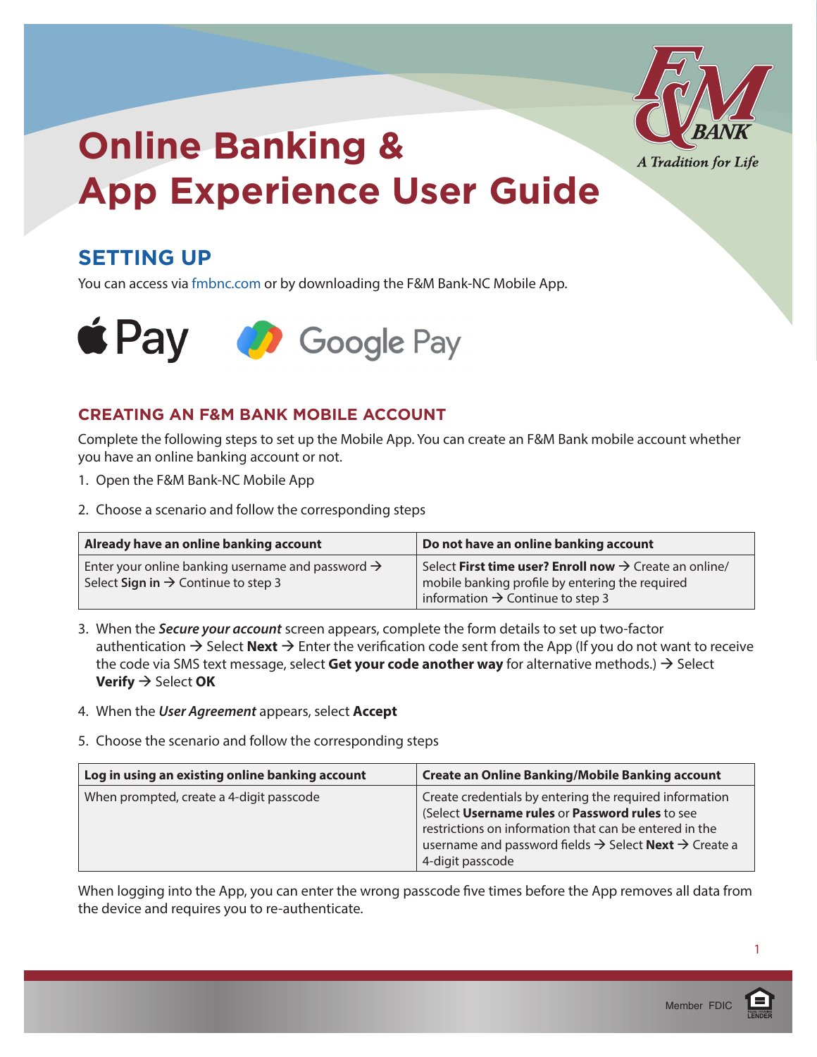# Online Banking & App Experience User Guide

## SETTING UP

You can access via fmbnc.com or by downloading the F&M Bank-NC Mobile App.

### CREATING AN F&M BANK MOBILE ACCOUNT

Complete the following steps to set up the Mobile App. You can create an F&M Bank mobile account whether you have an online banking account or not.

1. Open the F&M Bank-NC Mobile App
2. Choose a scenario and follow the corresponding steps

| Already have an online banking account | Do not have an online banking account |
|---|---|
| Enter your online banking username and password → Select **Sign in** → Continue to step 3 | Select **First time user? Enroll now** → Create an online/mobile banking profile by entering the required information → Continue to step 3 |

3. When the ***Secure your account*** screen appears, complete the form details to set up two-factor authentication → Select **Next** → Enter the verification code sent from the App (If you do not want to receive the code via SMS text message, select **Get your code another way** for alternative methods.) → Select **Verify** → Select **OK**
4. When the ***User Agreement*** appears, select **Accept**
5. Choose the scenario and follow the corresponding steps

| Log in using an existing online banking account | Create an Online Banking/Mobile Banking account |
|---|---|
| When prompted, create a 4-digit passcode | Create credentials by entering the required information (Select **Username rules** or **Password rules** to see restrictions on information that can be entered in the username and password fields → Select **Next** → Create a 4-digit passcode |

When logging into the App, you can enter the wrong passcode five times before the App removes all data from the device and requires you to re-authenticate.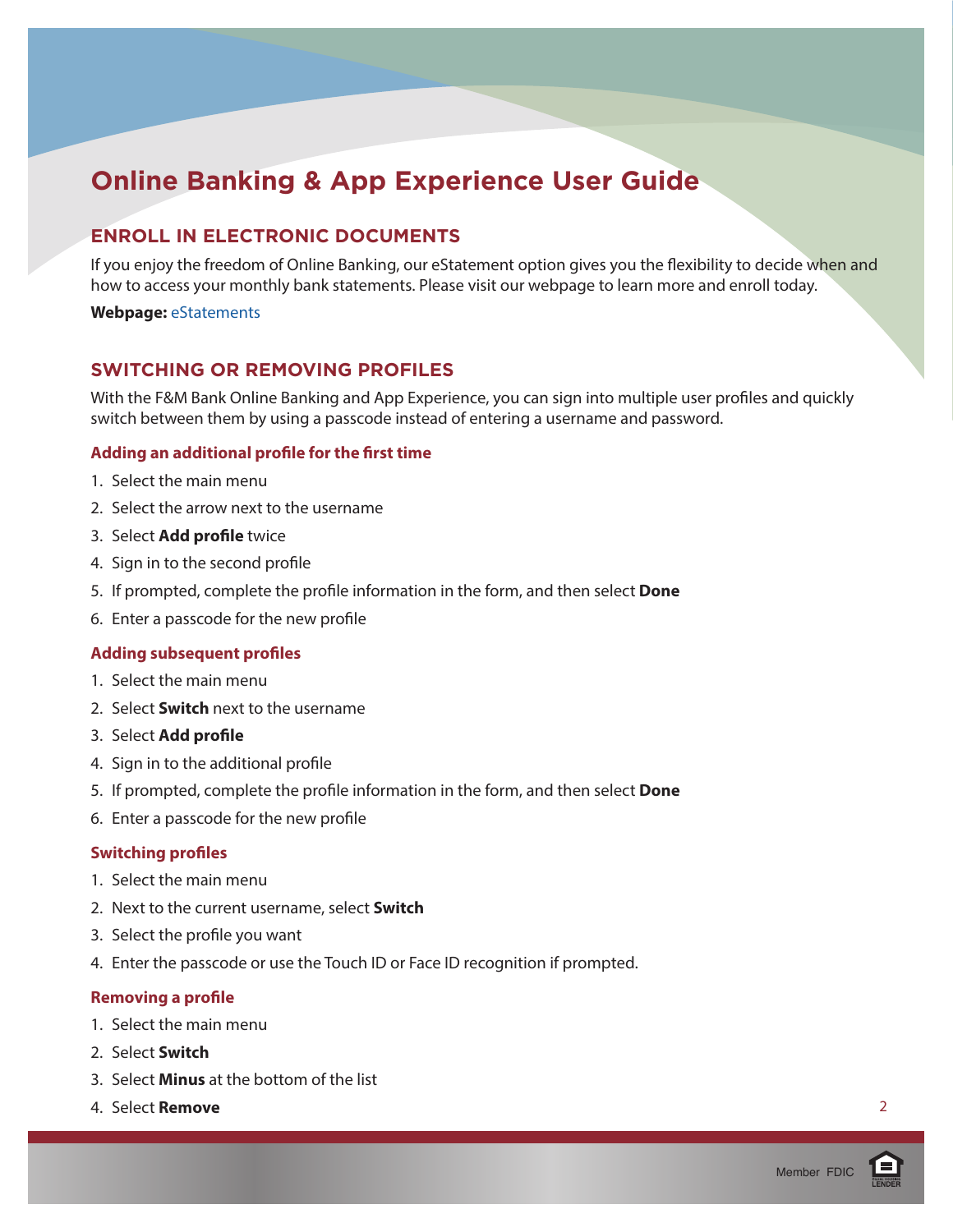# Online Banking & App Experience User Guide

## ENROLL IN ELECTRONIC DOCUMENTS

If you enjoy the freedom of Online Banking, our eStatement option gives you the flexibility to decide when and how to access your monthly bank statements. Please visit our webpage to learn more and enroll today.

**Webpage:** eStatements

## SWITCHING OR REMOVING PROFILES

With the F&M Bank Online Banking and App Experience, you can sign into multiple user profiles and quickly switch between them by using a passcode instead of entering a username and password.

### Adding an additional profile for the first time

1. Select the main menu
2. Select the arrow next to the username
3. Select **Add profile** twice
4. Sign in to the second profile
5. If prompted, complete the profile information in the form, and then select **Done**
6. Enter a passcode for the new profile

### Adding subsequent profiles

1. Select the main menu
2. Select **Switch** next to the username
3. Select **Add profile**
4. Sign in to the additional profile
5. If prompted, complete the profile information in the form, and then select **Done**
6. Enter a passcode for the new profile

### Switching profiles

1. Select the main menu
2. Next to the current username, select **Switch**
3. Select the profile you want
4. Enter the passcode or use the Touch ID or Face ID recognition if prompted.

### Removing a profile

1. Select the main menu
2. Select **Switch**
3. Select **Minus** at the bottom of the list
4. Select **Remove**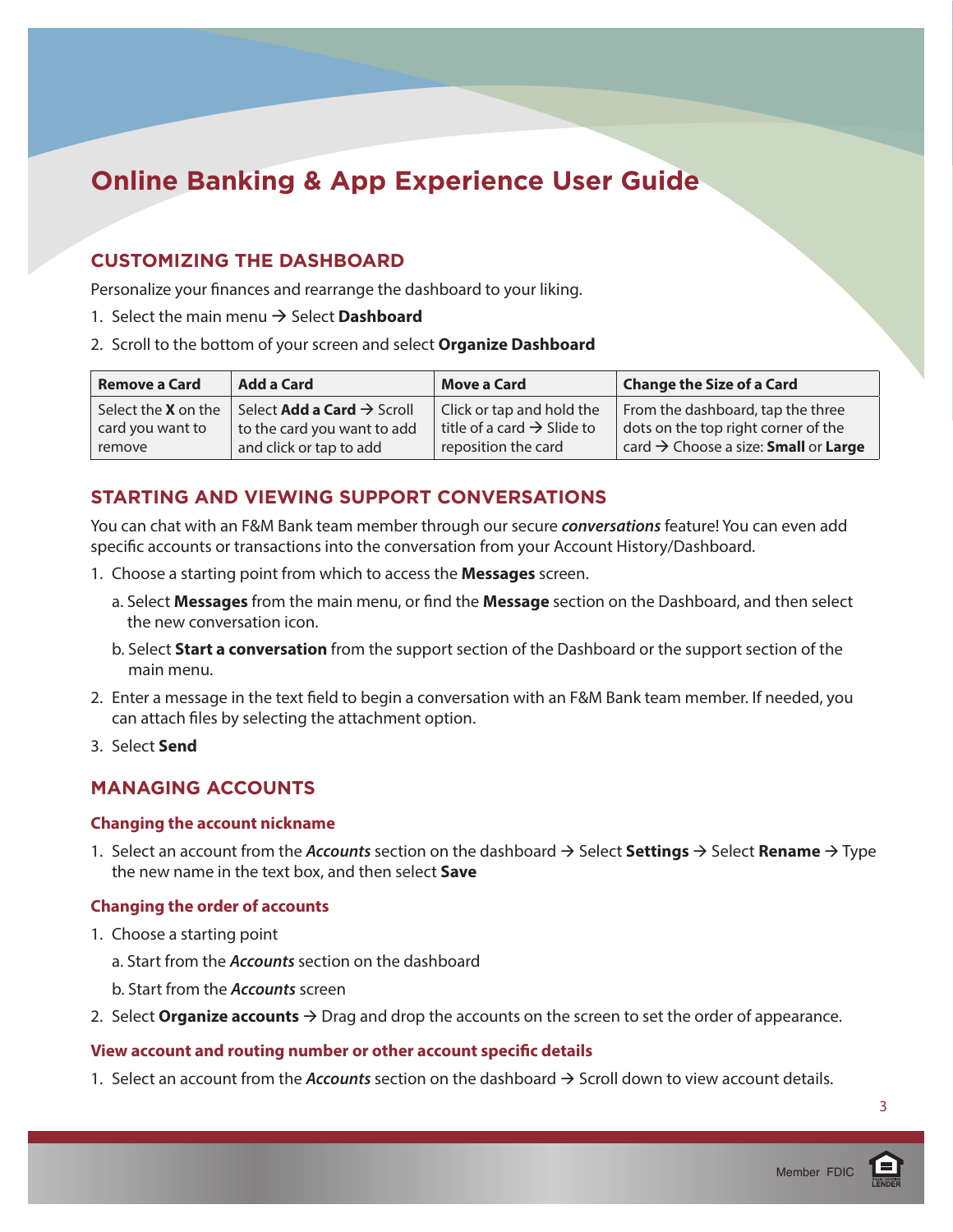# Online Banking & App Experience User Guide

## CUSTOMIZING THE DASHBOARD

Personalize your finances and rearrange the dashboard to your liking.

1. Select the main menu → Select **Dashboard**
2. Scroll to the bottom of your screen and select **Organize Dashboard**

| Remove a Card | Add a Card | Move a Card | Change the Size of a Card |
|---|---|---|---|
| Select the **X** on the card you want to remove | Select **Add a Card** → Scroll to the card you want to add and click or tap to add | Click or tap and hold the title of a card → Slide to reposition the card | From the dashboard, tap the three dots on the top right corner of the card → Choose a size: **Small** or **Large** |

## STARTING AND VIEWING SUPPORT CONVERSATIONS

You can chat with an F&M Bank team member through our secure ***conversations*** feature! You can even add specific accounts or transactions into the conversation from your Account History/Dashboard.

1. Choose a starting point from which to access the **Messages** screen.
   a. Select **Messages** from the main menu, or find the **Message** section on the Dashboard, and then select the new conversation icon.
   b. Select **Start a conversation** from the support section of the Dashboard or the support section of the main menu.
2. Enter a message in the text field to begin a conversation with an F&M Bank team member. If needed, you can attach files by selecting the attachment option.
3. Select **Send**

## MANAGING ACCOUNTS

### Changing the account nickname

1. Select an account from the ***Accounts*** section on the dashboard → Select **Settings** → Select **Rename** → Type the new name in the text box, and then select **Save**

### Changing the order of accounts

1. Choose a starting point
   a. Start from the ***Accounts*** section on the dashboard
   b. Start from the ***Accounts*** screen
2. Select **Organize accounts** → Drag and drop the accounts on the screen to set the order of appearance.

### View account and routing number or other account specific details

1. Select an account from the ***Accounts*** section on the dashboard → Scroll down to view account details.

Member FDIC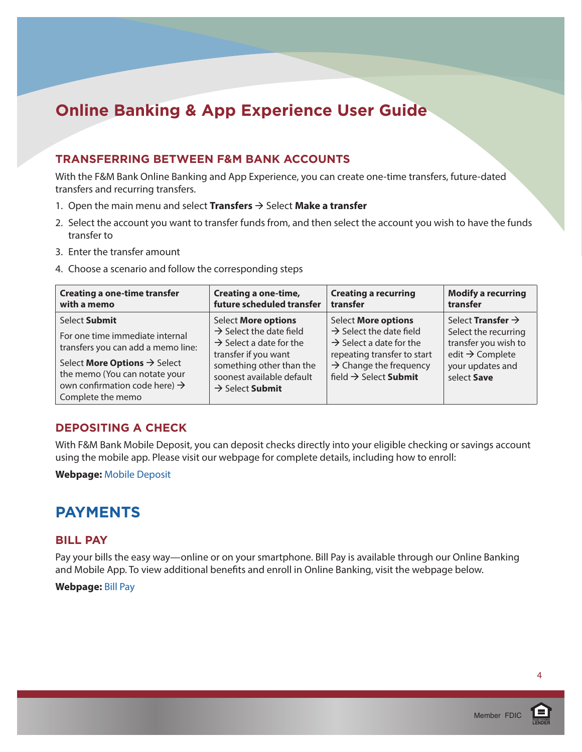# Online Banking & App Experience User Guide

## TRANSFERRING BETWEEN F&M BANK ACCOUNTS

With the F&M Bank Online Banking and App Experience, you can create one-time transfers, future-dated transfers and recurring transfers.

1. Open the main menu and select **Transfers** → Select **Make a transfer**
2. Select the account you want to transfer funds from, and then select the account you wish to have the funds transfer to
3. Enter the transfer amount
4. Choose a scenario and follow the corresponding steps

| Creating a one-time transfer with a memo | Creating a one-time, future scheduled transfer | Creating a recurring transfer | Modify a recurring transfer |
|---|---|---|---|
| Select **Submit**<br><br>For one time immediate internal transfers you can add a memo line:<br><br>Select **More Options** → Select the memo (You can notate your own confirmation code here) → Complete the memo | Select **More options** → Select the date field → Select a date for the transfer if you want something other than the soonest available default → Select **Submit** | Select **More options** → Select the date field → Select a date for the repeating transfer to start → Change the frequency field → Select **Submit** | Select **Transfer** → Select the recurring transfer you wish to edit → Complete your updates and select **Save** |

## DEPOSITING A CHECK

With F&M Bank Mobile Deposit, you can deposit checks directly into your eligible checking or savings account using the mobile app. Please visit our webpage for complete details, including how to enroll:

**Webpage:** Mobile Deposit

# PAYMENTS

## BILL PAY

Pay your bills the easy way—online or on your smartphone. Bill Pay is available through our Online Banking and Mobile App. To view additional benefits and enroll in Online Banking, visit the webpage below.

**Webpage:** Bill Pay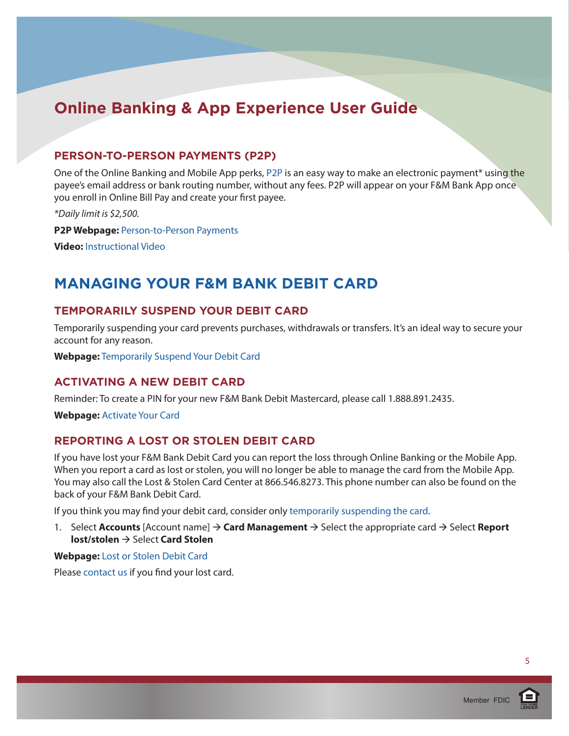# Online Banking & App Experience User Guide

### PERSON-TO-PERSON PAYMENTS (P2P)

One of the Online Banking and Mobile App perks, P2P is an easy way to make an electronic payment* using the payee's email address or bank routing number, without any fees. P2P will appear on your F&M Bank App once you enroll in Online Bill Pay and create your first payee.

*\*Daily limit is $2,500.*

**P2P Webpage:** Person-to-Person Payments

**Video:** Instructional Video

## MANAGING YOUR F&M BANK DEBIT CARD

### TEMPORARILY SUSPEND YOUR DEBIT CARD

Temporarily suspending your card prevents purchases, withdrawals or transfers. It's an ideal way to secure your account for any reason.

**Webpage:** Temporarily Suspend Your Debit Card

### ACTIVATING A NEW DEBIT CARD

Reminder: To create a PIN for your new F&M Bank Debit Mastercard, please call 1.888.891.2435.

**Webpage:** Activate Your Card

### REPORTING A LOST OR STOLEN DEBIT CARD

If you have lost your F&M Bank Debit Card you can report the loss through Online Banking or the Mobile App. When you report a card as lost or stolen, you will no longer be able to manage the card from the Mobile App. You may also call the Lost & Stolen Card Center at 866.546.8273. This phone number can also be found on the back of your F&M Bank Debit Card.

If you think you may find your debit card, consider only temporarily suspending the card.

1. Select **Accounts** [Account name] → **Card Management** → Select the appropriate card → Select **Report lost/stolen** → Select **Card Stolen**

**Webpage:** Lost or Stolen Debit Card

Please contact us if you find your lost card.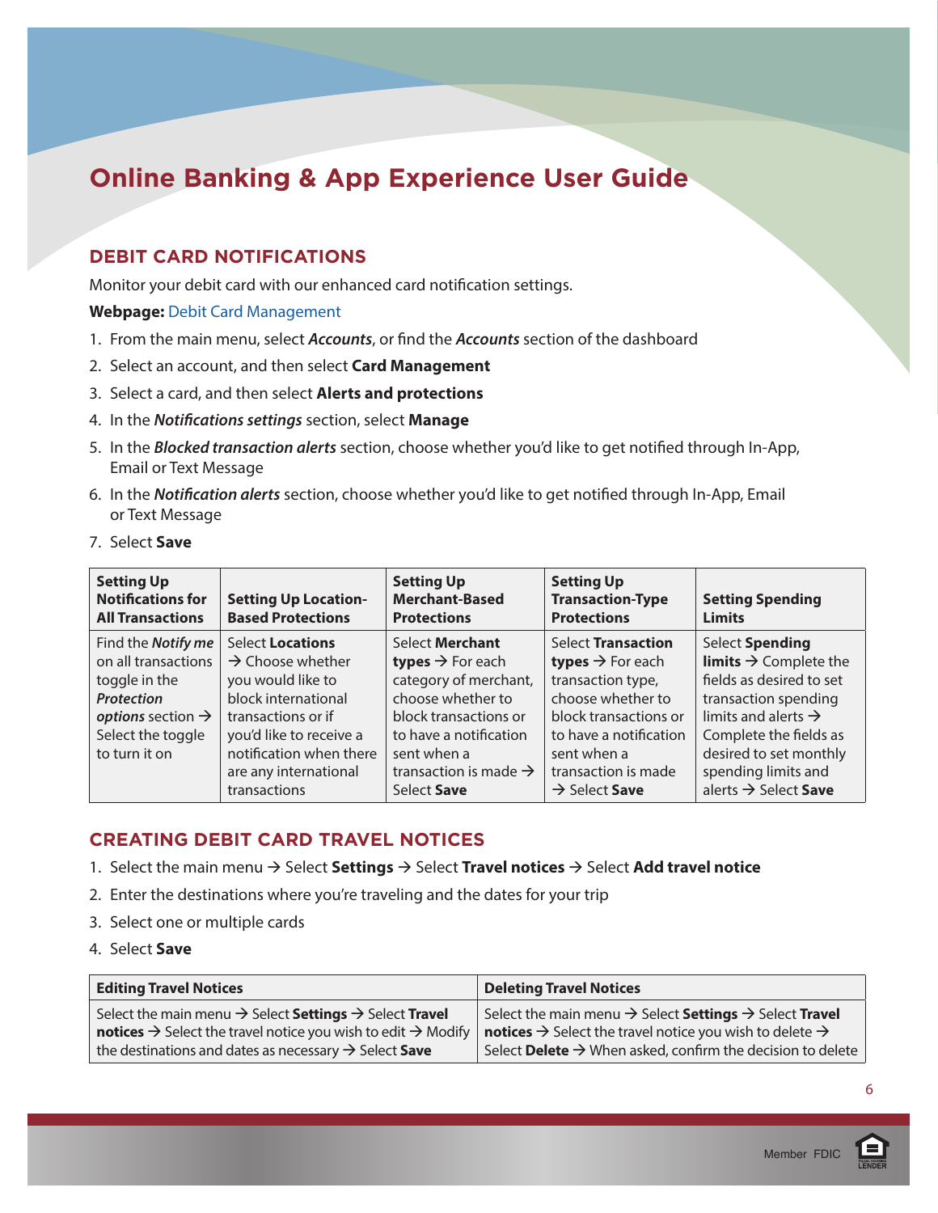# Online Banking & App Experience User Guide

## DEBIT CARD NOTIFICATIONS

Monitor your debit card with our enhanced card notification settings.

**Webpage:** Debit Card Management

1. From the main menu, select ***Accounts***, or find the ***Accounts*** section of the dashboard
2. Select an account, and then select **Card Management**
3. Select a card, and then select **Alerts and protections**
4. In the ***Notifications settings*** section, select **Manage**
5. In the ***Blocked transaction alerts*** section, choose whether you'd like to get notified through In-App, Email or Text Message
6. In the ***Notification alerts*** section, choose whether you'd like to get notified through In-App, Email or Text Message
7. Select **Save**

| Setting Up Notifications for All Transactions | Setting Up Location-Based Protections | Setting Up Merchant-Based Protections | Setting Up Transaction-Type Protections | Setting Spending Limits |
|---|---|---|---|---|
| Find the ***Notify me*** on all transactions toggle in the ***Protection options*** section → Select the toggle to turn it on | Select **Locations** → Choose whether you would like to block international transactions or if you'd like to receive a notification when there are any international transactions | Select **Merchant types** → For each category of merchant, choose whether to block transactions or to have a notification sent when a transaction is made → Select **Save** | Select **Transaction types** → For each transaction type, choose whether to block transactions or to have a notification sent when a transaction is made → Select **Save** | Select **Spending limits** → Complete the fields as desired to set transaction spending limits and alerts → Complete the fields as desired to set monthly spending limits and alerts → Select **Save** |

## CREATING DEBIT CARD TRAVEL NOTICES

1. Select the main menu → Select **Settings** → Select **Travel notices** → Select **Add travel notice**
2. Enter the destinations where you're traveling and the dates for your trip
3. Select one or multiple cards
4. Select **Save**

| Editing Travel Notices | Deleting Travel Notices |
|---|---|
| Select the main menu → Select **Settings** → Select **Travel notices** → Select the travel notice you wish to edit → Modify the destinations and dates as necessary → Select **Save** | Select the main menu → Select **Settings** → Select **Travel notices** → Select the travel notice you wish to delete → Select **Delete** → When asked, confirm the decision to delete |

Member FDIC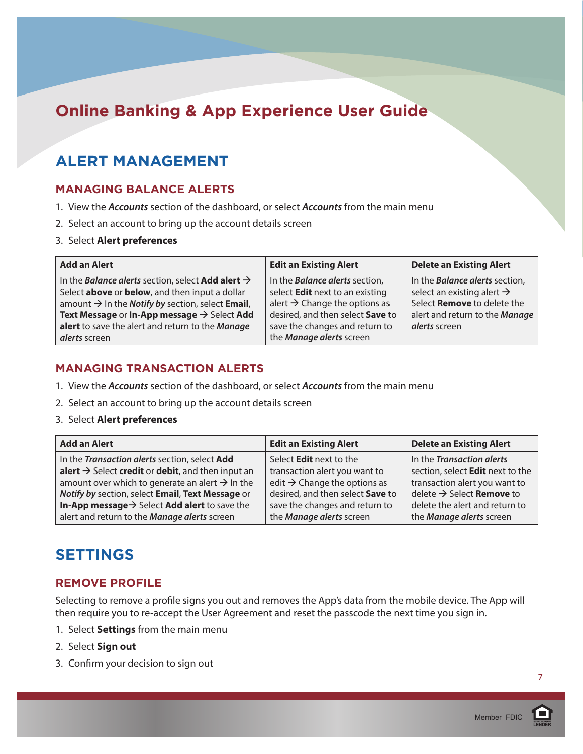# Online Banking & App Experience User Guide

## ALERT MANAGEMENT

### MANAGING BALANCE ALERTS

1. View the ***Accounts*** section of the dashboard, or select ***Accounts*** from the main menu
2. Select an account to bring up the account details screen
3. Select **Alert preferences**

| Add an Alert | Edit an Existing Alert | Delete an Existing Alert |
|---|---|---|
| In the ***Balance alerts*** section, select **Add alert** → Select **above** or **below**, and then input a dollar amount → In the ***Notify by*** section, select **Email**, **Text Message** or **In-App message** → Select **Add alert** to save the alert and return to the ***Manage alerts*** screen | In the ***Balance alerts*** section, select **Edit** next to an existing alert → Change the options as desired, and then select **Save** to save the changes and return to the ***Manage alerts*** screen | In the ***Balance alerts*** section, select an existing alert → Select **Remove** to delete the alert and return to the ***Manage alerts*** screen |

### MANAGING TRANSACTION ALERTS

1. View the ***Accounts*** section of the dashboard, or select ***Accounts*** from the main menu
2. Select an account to bring up the account details screen
3. Select **Alert preferences**

| Add an Alert | Edit an Existing Alert | Delete an Existing Alert |
|---|---|---|
| In the ***Transaction alerts*** section, select **Add alert** → Select **credit** or **debit**, and then input an amount over which to generate an alert → In the ***Notify by*** section, select **Email**, **Text Message** or **In-App message**→ Select **Add alert** to save the alert and return to the ***Manage alerts*** screen | Select **Edit** next to the transaction alert you want to edit → Change the options as desired, and then select **Save** to save the changes and return to the ***Manage alerts*** screen | In the ***Transaction alerts*** section, select **Edit** next to the transaction alert you want to delete → Select **Remove** to delete the alert and return to the ***Manage alerts*** screen |

## SETTINGS

### REMOVE PROFILE

Selecting to remove a profile signs you out and removes the App's data from the mobile device. The App will then require you to re-accept the User Agreement and reset the passcode the next time you sign in.

1. Select **Settings** from the main menu
2. Select **Sign out**
3. Confirm your decision to sign out

Member FDIC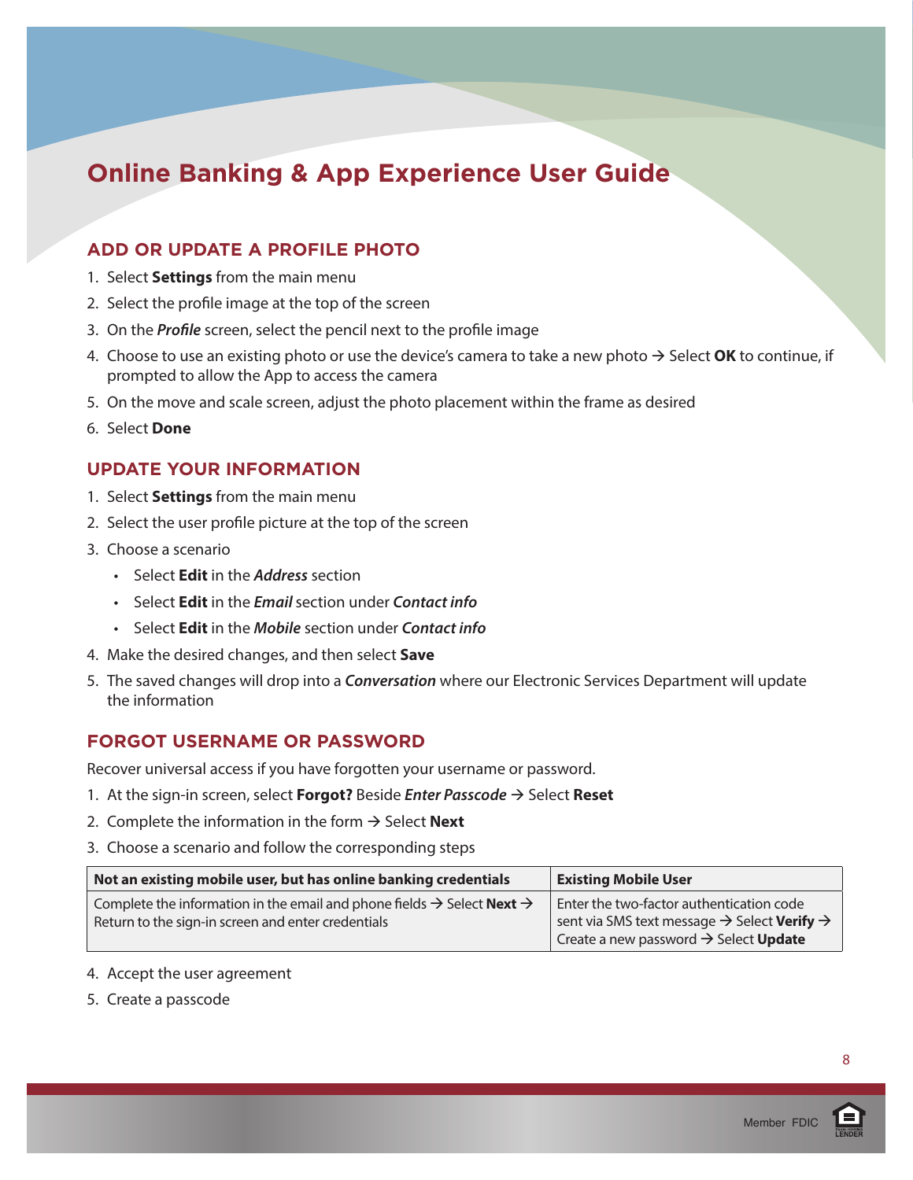# Online Banking & App Experience User Guide

## ADD OR UPDATE A PROFILE PHOTO

1. Select **Settings** from the main menu
2. Select the profile image at the top of the screen
3. On the ***Profile*** screen, select the pencil next to the profile image
4. Choose to use an existing photo or use the device's camera to take a new photo → Select **OK** to continue, if prompted to allow the App to access the camera
5. On the move and scale screen, adjust the photo placement within the frame as desired
6. Select **Done**

## UPDATE YOUR INFORMATION

1. Select **Settings** from the main menu
2. Select the user profile picture at the top of the screen
3. Choose a scenario
   - Select **Edit** in the ***Address*** section
   - Select **Edit** in the ***Email*** section under ***Contact info***
   - Select **Edit** in the ***Mobile*** section under ***Contact info***
4. Make the desired changes, and then select **Save**
5. The saved changes will drop into a ***Conversation*** where our Electronic Services Department will update the information

## FORGOT USERNAME OR PASSWORD

Recover universal access if you have forgotten your username or password.

1. At the sign-in screen, select **Forgot?** Beside ***Enter Passcode*** → Select **Reset**
2. Complete the information in the form → Select **Next**
3. Choose a scenario and follow the corresponding steps

| Not an existing mobile user, but has online banking credentials | Existing Mobile User |
| --- | --- |
| Complete the information in the email and phone fields → Select **Next** → Return to the sign-in screen and enter credentials | Enter the two-factor authentication code sent via SMS text message → Select **Verify** → Create a new password → Select **Update** |

4. Accept the user agreement
5. Create a passcode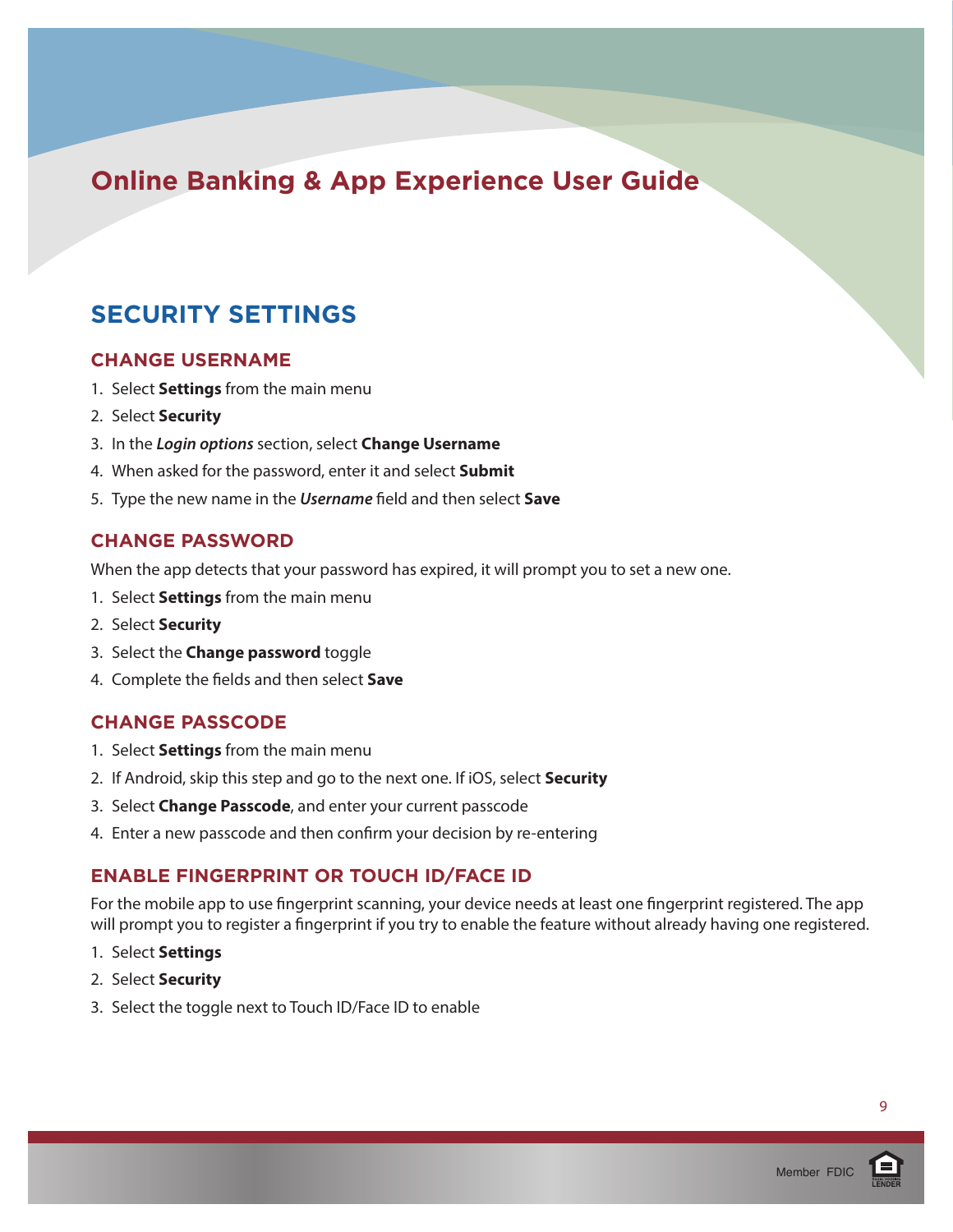# Online Banking & App Experience User Guide

## SECURITY SETTINGS

### CHANGE USERNAME

1. Select **Settings** from the main menu
2. Select **Security**
3. In the ***Login options*** section, select **Change Username**
4. When asked for the password, enter it and select **Submit**
5. Type the new name in the ***Username*** field and then select **Save**

### CHANGE PASSWORD

When the app detects that your password has expired, it will prompt you to set a new one.

1. Select **Settings** from the main menu
2. Select **Security**
3. Select the **Change password** toggle
4. Complete the fields and then select **Save**

### CHANGE PASSCODE

1. Select **Settings** from the main menu
2. If Android, skip this step and go to the next one. If iOS, select **Security**
3. Select **Change Passcode**, and enter your current passcode
4. Enter a new passcode and then confirm your decision by re-entering

### ENABLE FINGERPRINT OR TOUCH ID/FACE ID

For the mobile app to use fingerprint scanning, your device needs at least one fingerprint registered. The app will prompt you to register a fingerprint if you try to enable the feature without already having one registered.

1. Select **Settings**
2. Select **Security**
3. Select the toggle next to Touch ID/Face ID to enable

Member FDIC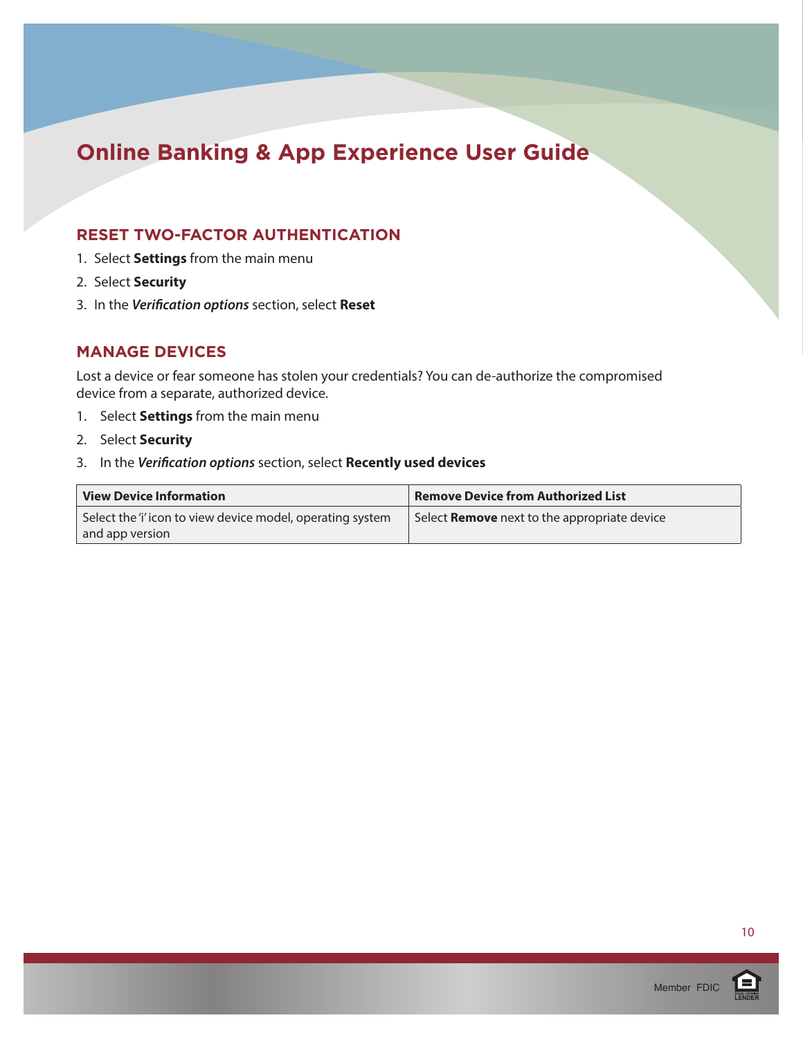# Online Banking & App Experience User Guide

## RESET TWO-FACTOR AUTHENTICATION

1. Select **Settings** from the main menu
2. Select **Security**
3. In the ***Verification options*** section, select **Reset**

## MANAGE DEVICES

Lost a device or fear someone has stolen your credentials? You can de-authorize the compromised device from a separate, authorized device.

1. Select **Settings** from the main menu
2. Select **Security**
3. In the ***Verification options*** section, select **Recently used devices**

| View Device Information | Remove Device from Authorized List |
| --- | --- |
| Select the 'i' icon to view device model, operating system and app version | Select **Remove** next to the appropriate device |

Member FDIC